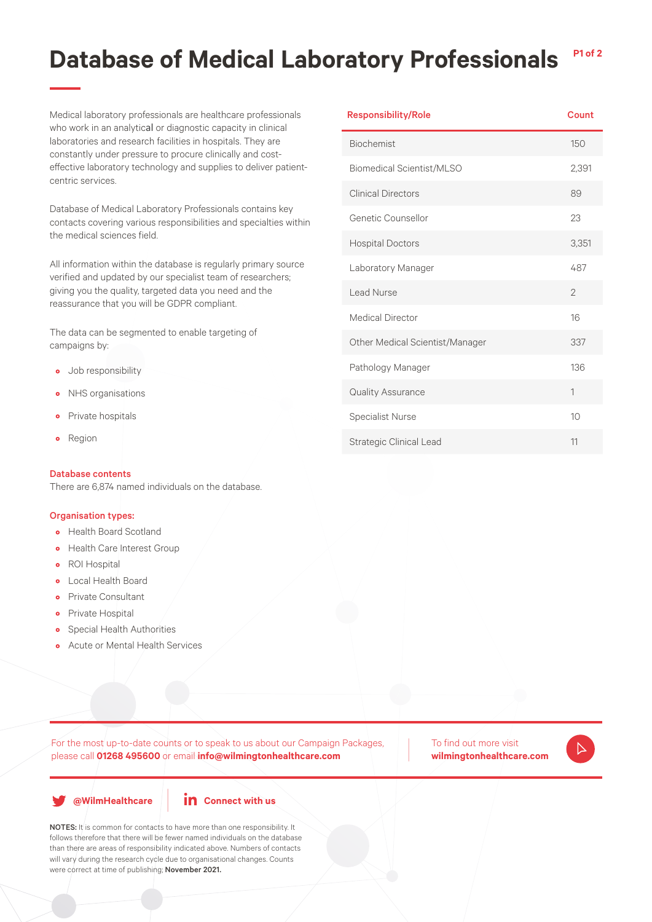# Database of Medical Laboratory Professionals

Medical laboratory professionals are healthcare professionals who work in an analytical or diagnostic capacity in clinical laboratories and research facilities in hospitals. They are constantly under pressure to procure clinically and cost-effective laboratory technology and supplies to deliver patient-centric services.

Database of Medical Laboratory Professionals contains key contacts covering various responsibilities and specialties within the medical sciences field.

All information within the database is regularly primary source verified and updated by our specialist team of researchers; giving you the quality, targeted data you need and the reassurance that you will be GDPR compliant.

The data can be segmented to enable targeting of campaigns by:

- Job responsibility
- NHS organisations
- Private hospitals
- Region

**Database contents**

There are 6,874 named individuals on the database.

**Organisation types:**

- Health Board Scotland
- Health Care Interest Group
- ROI Hospital
- Local Health Board
- Private Consultant
- Private Hospital
- Special Health Authorities
- Acute or Mental Health Services

| Responsibility/Role | Count |
|---|---|
| Biochemist | 150 |
| Biomedical Scientist/MLSO | 2,391 |
| Clinical Directors | 89 |
| Genetic Counsellor | 23 |
| Hospital Doctors | 3,351 |
| Laboratory Manager | 487 |
| Lead Nurse | 2 |
| Medical Director | 16 |
| Other Medical Scientist/Manager | 337 |
| Pathology Manager | 136 |
| Quality Assurance | 1 |
| Specialist Nurse | 10 |
| Strategic Clinical Lead | 11 |

For the most up-to-date counts or to speak to us about our Campaign Packages, please call **01268 495600** or email **info@wilmingtonhealthcare.com**

To find out more visit **wilmingtonhealthcare.com**

**@WilmHealthcare** | **Connect with us**

**NOTES:** It is common for contacts to have more than one responsibility. It follows therefore that there will be fewer named individuals on the database than there are areas of responsibility indicated above. Numbers of contacts will vary during the research cycle due to organisational changes. Counts were correct at time of publishing; **November 2021.**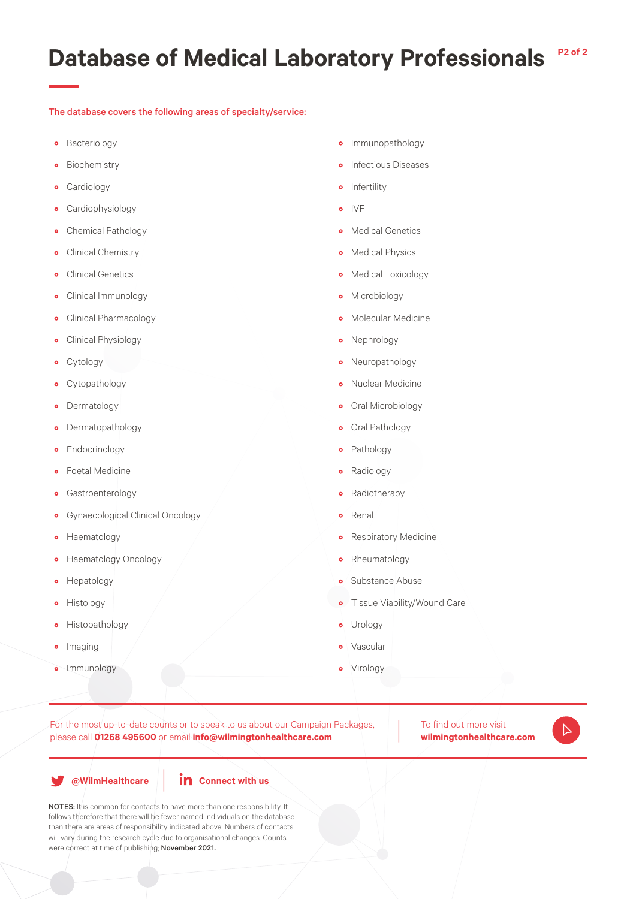# Database of Medical Laboratory Professionals

The database covers the following areas of specialty/service:

- Bacteriology
- Biochemistry
- Cardiology
- Cardiophysiology
- Chemical Pathology
- Clinical Chemistry
- Clinical Genetics
- Clinical Immunology
- Clinical Pharmacology
- Clinical Physiology
- Cytology
- Cytopathology
- Dermatology
- Dermatopathology
- Endocrinology
- Foetal Medicine
- Gastroenterology
- Gynaecological Clinical Oncology
- Haematology
- Haematology Oncology
- Hepatology
- Histology
- Histopathology
- Imaging
- Immunology
- Immunopathology
- Infectious Diseases
- Infertility
- IVF
- Medical Genetics
- Medical Physics
- Medical Toxicology
- Microbiology
- Molecular Medicine
- Nephrology
- Neuropathology
- Nuclear Medicine
- Oral Microbiology
- Oral Pathology
- Pathology
- Radiology
- Radiotherapy
- Renal
- Respiratory Medicine
- Rheumatology
- Substance Abuse
- Tissue Viability/Wound Care
- Urology
- Vascular
- Virology

For the most up-to-date counts or to speak to us about our Campaign Packages, please call **01268 495600** or email **info@wilmingtonhealthcare.com**

To find out more visit **wilmingtonhealthcare.com**

**@WilmHealthcare**

**Connect with us**

**NOTES:** It is common for contacts to have more than one responsibility. It follows therefore that there will be fewer named individuals on the database than there are areas of responsibility indicated above. Numbers of contacts will vary during the research cycle due to organisational changes. Counts were correct at time of publishing; **November 2021.**